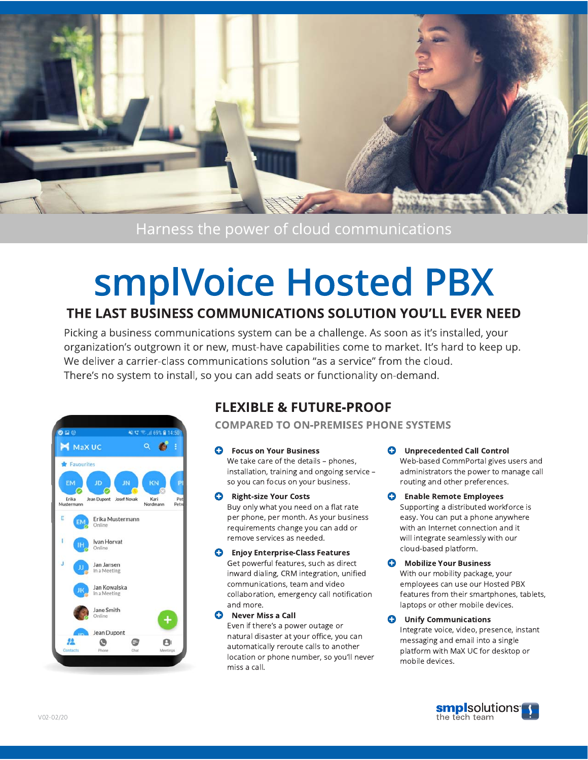Harness the power of cloud communications

# smplVoice Hosted PBX

## THE LAST BUSINESS COMMUNICATIONS SOLUTION YOU'LL EVER NEED

Picking a business communications system can be a challenge. As soon as it's installed, your organization's outgrown it or new, must-have capabilities come to market. It's hard to keep up. We deliver a carrier-class communications solution "as a service" from the cloud. There's no system to install, so you can add seats or functionality on-demand.

## FLEXIBLE & FUTURE-PROOF

### COMPARED TO ON-PREMISES PHONE SYSTEMS

**Focus on Your Business**
We take care of the details – phones, installation, training and ongoing service – so you can focus on your business.

**Right-size Your Costs**
Buy only what you need on a flat rate per phone, per month. As your business requirements change you can add or remove services as needed.

**Enjoy Enterprise-Class Features**
Get powerful features, such as direct inward dialing, CRM integration, unified communications, team and video collaboration, emergency call notification and more.

**Never Miss a Call**
Even if there's a power outage or natural disaster at your office, you can automatically reroute calls to another location or phone number, so you'll never miss a call.

**Unprecedented Call Control**
Web-based CommPortal gives users and administrators the power to manage call routing and other preferences.

**Enable Remote Employees**
Supporting a distributed workforce is easy. You can put a phone anywhere with an Internet connection and it will integrate seamlessly with our cloud-based platform.

**Mobilize Your Business**
With our mobility package, your employees can use our Hosted PBX features from their smartphones, tablets, laptops or other mobile devices.

**Unify Communications**
Integrate voice, video, presence, instant messaging and email into a single platform with MaX UC for desktop or mobile devices.

V02-02/20

smplsolutions the tech team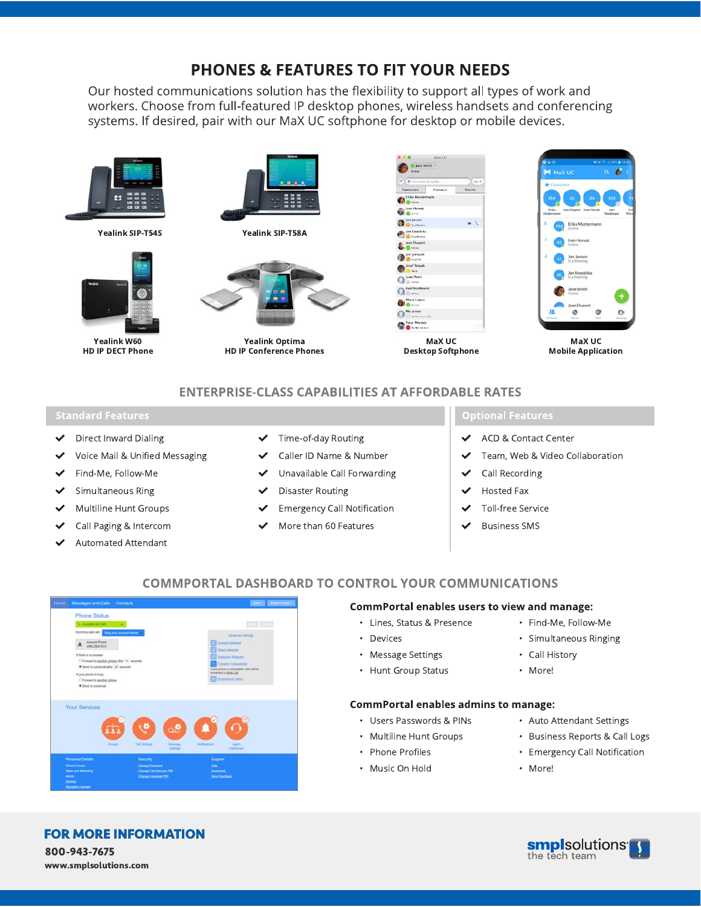# PHONES & FEATURES TO FIT YOUR NEEDS

Our hosted communications solution has the flexibility to support all types of work and workers. Choose from full-featured IP desktop phones, wireless handsets and conferencing systems. If desired, pair with our MaX UC softphone for desktop or mobile devices.

**Yealink SIP-T54S**

**Yealink SIP-T58A**

**Yealink W60**
**HD IP DECT Phone**

**Yealink Optima**
**HD IP Conference Phones**

**MaX UC**
**Desktop Softphone**

**MaX UC**
**Mobile Application**

## ENTERPRISE-CLASS CAPABILITIES AT AFFORDABLE RATES

### Standard Features

- Direct Inward Dialing
- Voice Mail & Unified Messaging
- Find-Me, Follow-Me
- Simultaneous Ring
- Multiline Hunt Groups
- Call Paging & Intercom
- Automated Attendant
- Time-of-day Routing
- Caller ID Name & Number
- Unavailable Call Forwarding
- Disaster Routing
- Emergency Call Notification
- More than 60 Features

### Optional Features

- ACD & Contact Center
- Team, Web & Video Collaboration
- Call Recording
- Hosted Fax
- Toll-free Service
- Business SMS

## COMMPORTAL DASHBOARD TO CONTROL YOUR COMMUNICATIONS

**CommPortal enables users to view and manage:**

- Lines, Status & Presence
- Devices
- Message Settings
- Hunt Group Status
- Find-Me, Follow-Me
- Simultaneous Ringing
- Call History
- More!

**CommPortal enables admins to manage:**

- Users Passwords & PINs
- Multiline Hunt Groups
- Phone Profiles
- Music On Hold
- Auto Attendant Settings
- Business Reports & Call Logs
- Emergency Call Notification
- More!

## FOR MORE INFORMATION

**800-943-7675**

**www.smplsolutions.com**

smplsolutions
the tech team